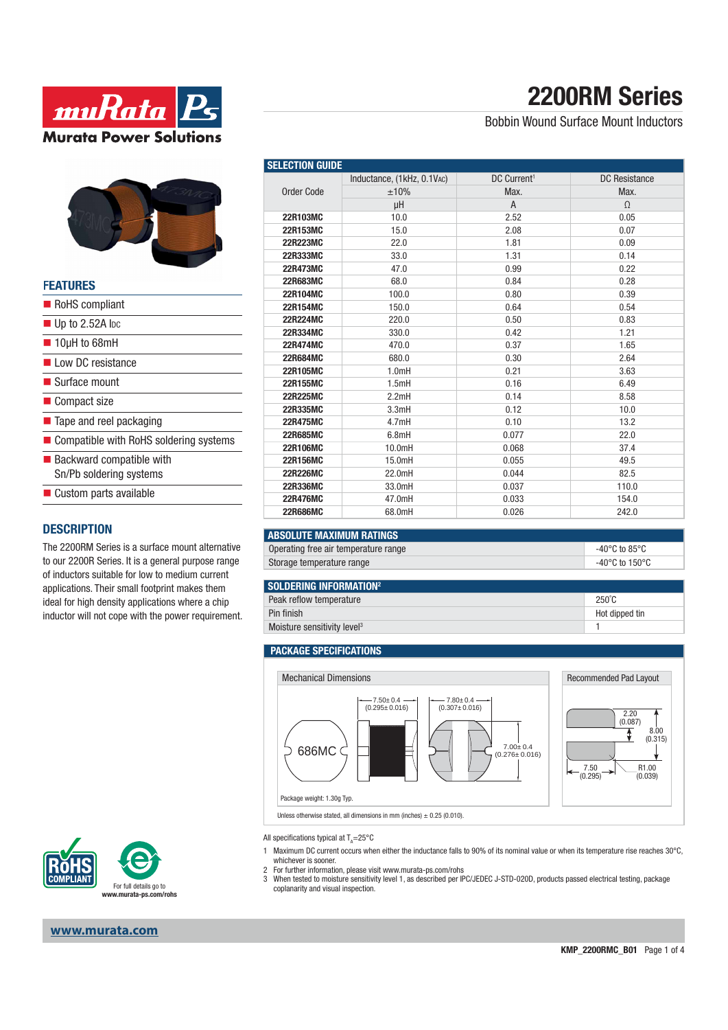# 2200RM Series

Bobbin Wound Surface Mount Inductors

## FEATURES

- RoHS compliant
- Up to 2.52A IDC
- 10µH to 68mH
- Low DC resistance
- Surface mount
- Compact size
- Tape and reel packaging
- Compatible with RoHS soldering systems
- Backward compatible with Sn/Pb soldering systems
- Custom parts available

## DESCRIPTION

The 2200RM Series is a surface mount alternative to our 2200R Series. It is a general purpose range of inductors suitable for low to medium current applications. Their small footprint makes them ideal for high density applications where a chip inductor will not cope with the power requirement.

## SELECTION GUIDE

| Order Code | Inductance, (1kHz, 0.1VAC) | DC Current[1] | DC Resistance |
|---|---|---|---|
| | ±10% | Max. | Max. |
| | µH | A | Ω |
| **22R103MC** | 10.0 | 2.52 | 0.05 |
| **22R153MC** | 15.0 | 2.08 | 0.07 |
| **22R223MC** | 22.0 | 1.81 | 0.09 |
| **22R333MC** | 33.0 | 1.31 | 0.14 |
| **22R473MC** | 47.0 | 0.99 | 0.22 |
| **22R683MC** | 68.0 | 0.84 | 0.28 |
| **22R104MC** | 100.0 | 0.80 | 0.39 |
| **22R154MC** | 150.0 | 0.64 | 0.54 |
| **22R224MC** | 220.0 | 0.50 | 0.83 |
| **22R334MC** | 330.0 | 0.42 | 1.21 |
| **22R474MC** | 470.0 | 0.37 | 1.65 |
| **22R684MC** | 680.0 | 0.30 | 2.64 |
| **22R105MC** | 1.0mH | 0.21 | 3.63 |
| **22R155MC** | 1.5mH | 0.16 | 6.49 |
| **22R225MC** | 2.2mH | 0.14 | 8.58 |
| **22R335MC** | 3.3mH | 0.12 | 10.0 |
| **22R475MC** | 4.7mH | 0.10 | 13.2 |
| **22R685MC** | 6.8mH | 0.077 | 22.0 |
| **22R106MC** | 10.0mH | 0.068 | 37.4 |
| **22R156MC** | 15.0mH | 0.055 | 49.5 |
| **22R226MC** | 22.0mH | 0.044 | 82.5 |
| **22R336MC** | 33.0mH | 0.037 | 110.0 |
| **22R476MC** | 47.0mH | 0.033 | 154.0 |
| **22R686MC** | 68.0mH | 0.026 | 242.0 |

## ABSOLUTE MAXIMUM RATINGS

| | |
|---|---|
| Operating free air temperature range | -40°C to 85°C |
| Storage temperature range | -40°C to 150°C |

## SOLDERING INFORMATION[2]

| | |
|---|---|
| Peak reflow temperature | 250°C |
| Pin finish | Hot dipped tin |
| Moisture sensitivity level[3] | 1 |

## PACKAGE SPECIFICATIONS

**Mechanical Dimensions**

686MC

7.50± 0.4 (0.295± 0.016)
7.80± 0.4 (0.307± 0.016)
7.00± 0.4 (0.276± 0.016)

Package weight: 1.30g Typ.

**Recommended Pad Layout**

2.20 (0.087)
8.00 (0.315)
7.50 (0.295)
R1.00 (0.039)

Unless otherwise stated, all dimensions in mm (inches) ± 0.25 (0.010).

All specifications typical at $T_A$=25°C

1. Maximum DC current occurs when either the inductance falls to 90% of its nominal value or when its temperature rise reaches 30°C, whichever is sooner.
2. For further information, please visit www.murata-ps.com/rohs
3. When tested to moisture sensitivity level 1, as described per IPC/JEDEC J-STD-020D, products passed electrical testing, package coplanarity and visual inspection.

For full details go to www.murata-ps.com/rohs

www.murata.com

KMP_2200RMC_B01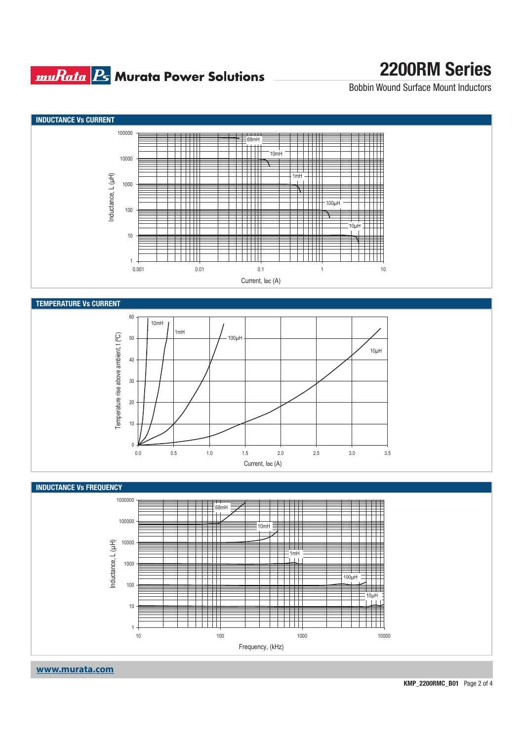## INDUCTANCE Vs CURRENT

## TEMPERATURE Vs CURRENT

## INDUCTANCE Vs FREQUENCY

**www.murata.com**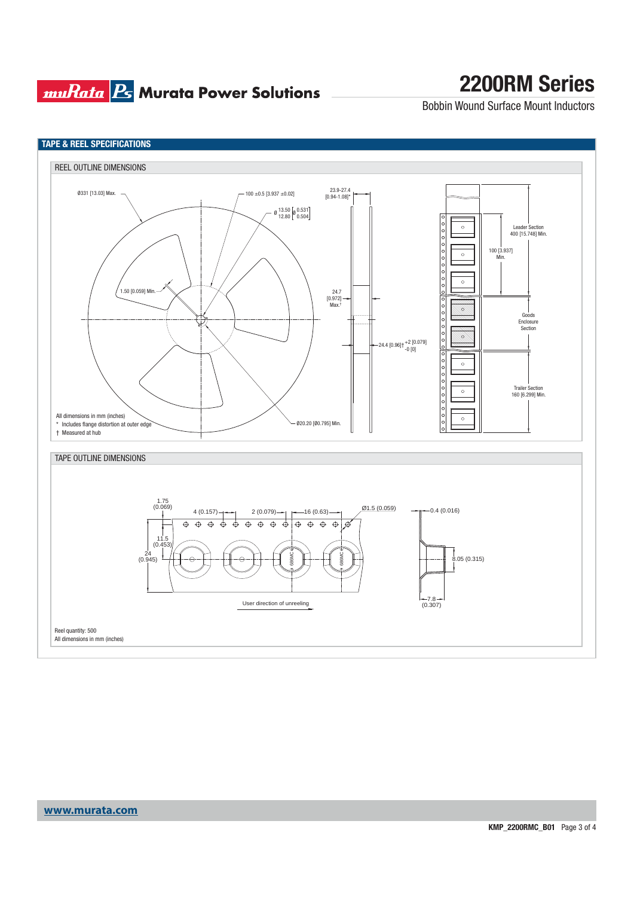## TAPE & REEL SPECIFICATIONS

### REEL OUTLINE DIMENSIONS

Ø331 [13.03] Max.

100 ±0.5 [3.937 ±0.02]

23.9-27.4 [0.94-1.08]*

Ø 13.50 / 12.80 [Ø 0.531 / 0.504]

1.50 [0.059] Min.

24.7 [0.972] Max.†

24.4 [0.96]† +2 [0.079] / -0 [0]

Ø20.20 [Ø0.795] Min.

Leader Section 400 [15.748] Min.

100 [3.937] Min.

Goods Enclosure Section

Trailer Section 160 [6.299] Min.

All dimensions in mm (inches)

\* Includes flange distortion at outer edge

† Measured at hub

### TAPE OUTLINE DIMENSIONS

1.75 (0.069)

4 (0.157)

2 (0.079)

16 (0.63)

Ø1.5 (0.059)

0.4 (0.016)

11.5 (0.453)

24 (0.945)

8.05 (0.315)

7.8 (0.307)

User direction of unreeling

Reel quantity: 500

All dimensions in mm (inches)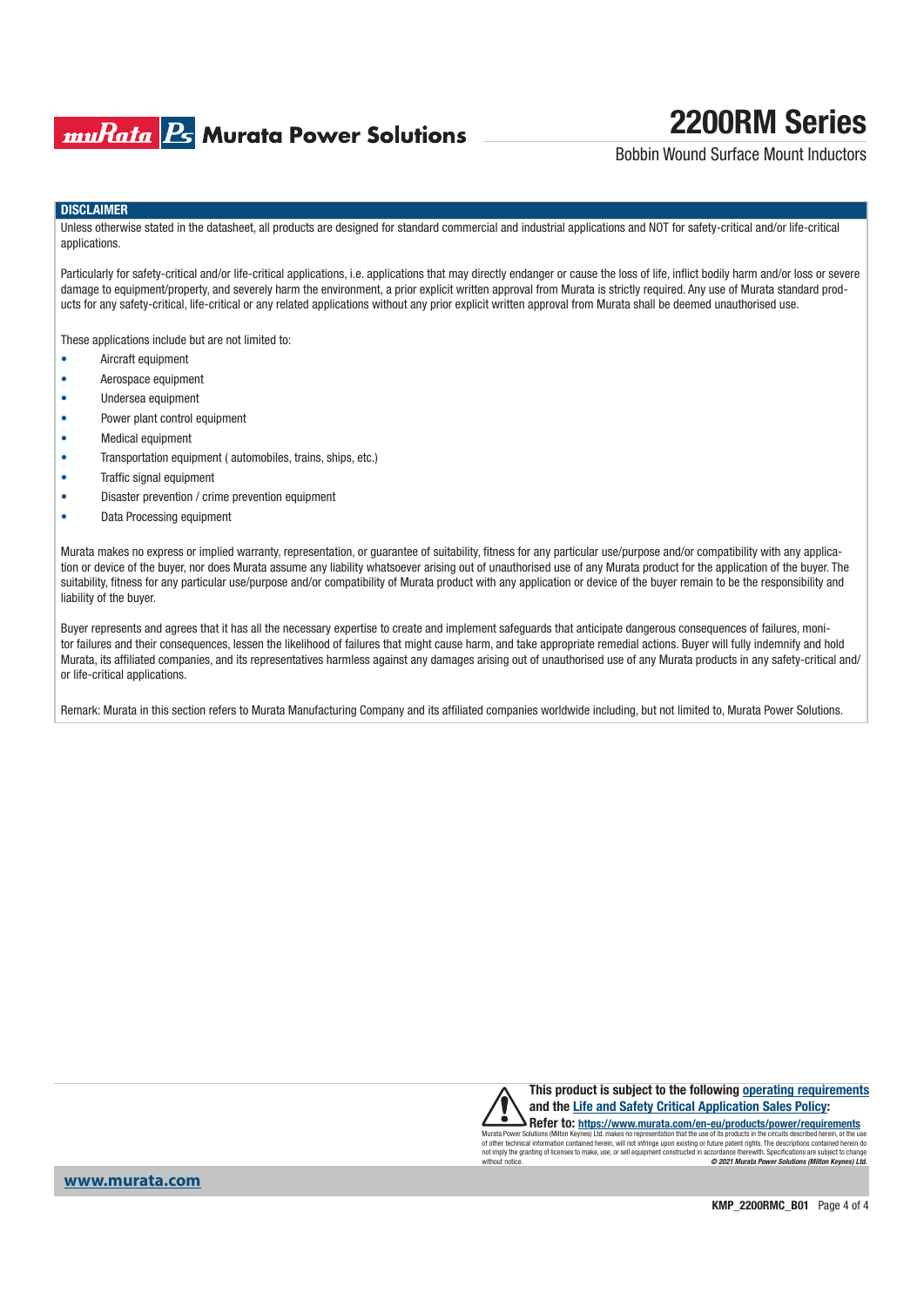## DISCLAIMER

Unless otherwise stated in the datasheet, all products are designed for standard commercial and industrial applications and NOT for safety-critical and/or life-critical applications.

Particularly for safety-critical and/or life-critical applications, i.e. applications that may directly endanger or cause the loss of life, inflict bodily harm and/or loss or severe damage to equipment/property, and severely harm the environment, a prior explicit written approval from Murata is strictly required. Any use of Murata standard products for any safety-critical, life-critical or any related applications without any prior explicit written approval from Murata shall be deemed unauthorised use.

These applications include but are not limited to:

- Aircraft equipment
- Aerospace equipment
- Undersea equipment
- Power plant control equipment
- Medical equipment
- Transportation equipment ( automobiles, trains, ships, etc.)
- Traffic signal equipment
- Disaster prevention / crime prevention equipment
- Data Processing equipment

Murata makes no express or implied warranty, representation, or guarantee of suitability, fitness for any particular use/purpose and/or compatibility with any application or device of the buyer, nor does Murata assume any liability whatsoever arising out of unauthorised use of any Murata product for the application of the buyer. The suitability, fitness for any particular use/purpose and/or compatibility of Murata product with any application or device of the buyer remain to be the responsibility and liability of the buyer.

Buyer represents and agrees that it has all the necessary expertise to create and implement safeguards that anticipate dangerous consequences of failures, monitor failures and their consequences, lessen the likelihood of failures that might cause harm, and take appropriate remedial actions. Buyer will fully indemnify and hold Murata, its affiliated companies, and its representatives harmless against any damages arising out of unauthorised use of any Murata products in any safety-critical and/or life-critical applications.

Remark: Murata in this section refers to Murata Manufacturing Company and its affiliated companies worldwide including, but not limited to, Murata Power Solutions.

**This product is subject to the following operating requirements and the Life and Safety Critical Application Sales Policy:**
**Refer to: https://www.murata.com/en-eu/products/power/requirements**

Murata Power Solutions (Milton Keynes) Ltd. makes no representation that the use of its products in the circuits described herein, or the use of other technical information contained herein, will not infringe upon existing or future patent rights. The descriptions contained herein do not imply the granting of licenses to make, use, or sell equipment constructed in accordance therewith. Specifications are subject to change without notice.

*© 2021 Murata Power Solutions (Milton Keynes) Ltd.*